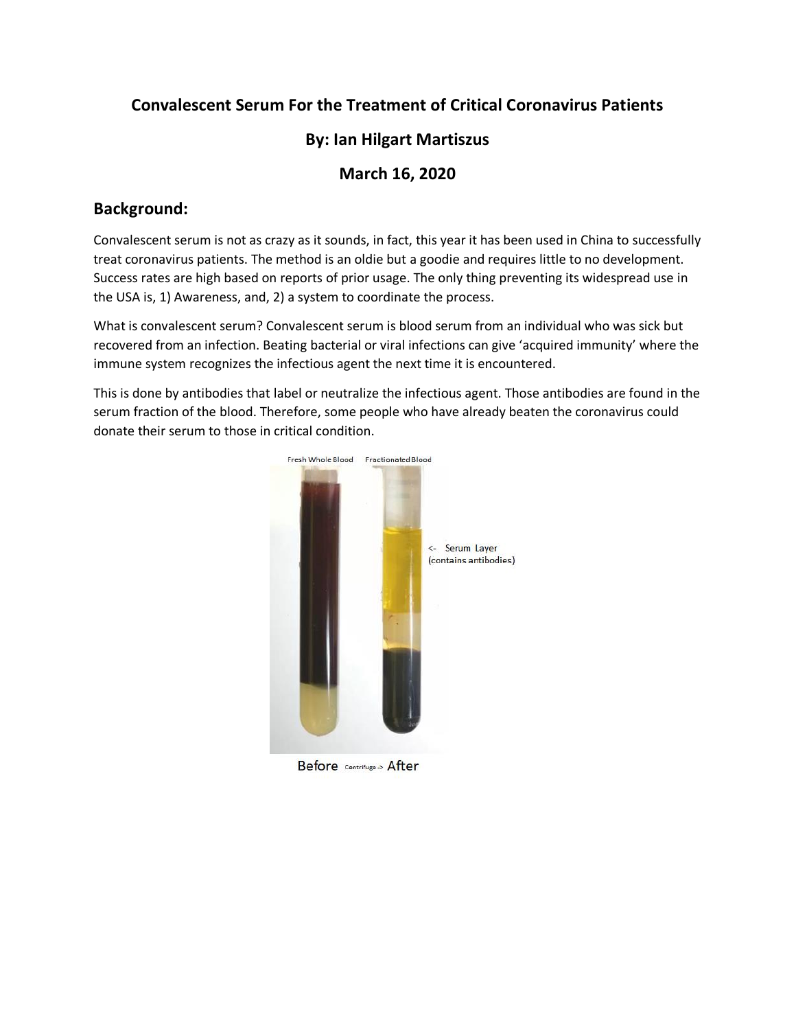# Convalescent Serum For the Treatment of Critical Coronavirus Patients

## By: Ian Hilgart Martiszus

## March 16, 2020

## Background:

Convalescent serum is not as crazy as it sounds, in fact, this year it has been used in China to successfully treat coronavirus patients. The method is an oldie but a goodie and requires little to no development. Success rates are high based on reports of prior usage. The only thing preventing its widespread use in the USA is, 1) Awareness, and, 2) a system to coordinate the process.

What is convalescent serum? Convalescent serum is blood serum from an individual who was sick but recovered from an infection. Beating bacterial or viral infections can give 'acquired immunity' where the immune system recognizes the infectious agent the next time it is encountered.

This is done by antibodies that label or neutralize the infectious agent. Those antibodies are found in the serum fraction of the blood. Therefore, some people who have already beaten the coronavirus could donate their serum to those in critical condition.

Fresh Whole Blood Fractionated Blood

<- Serum Layer (contains antibodies)

Before Centrifuge -> After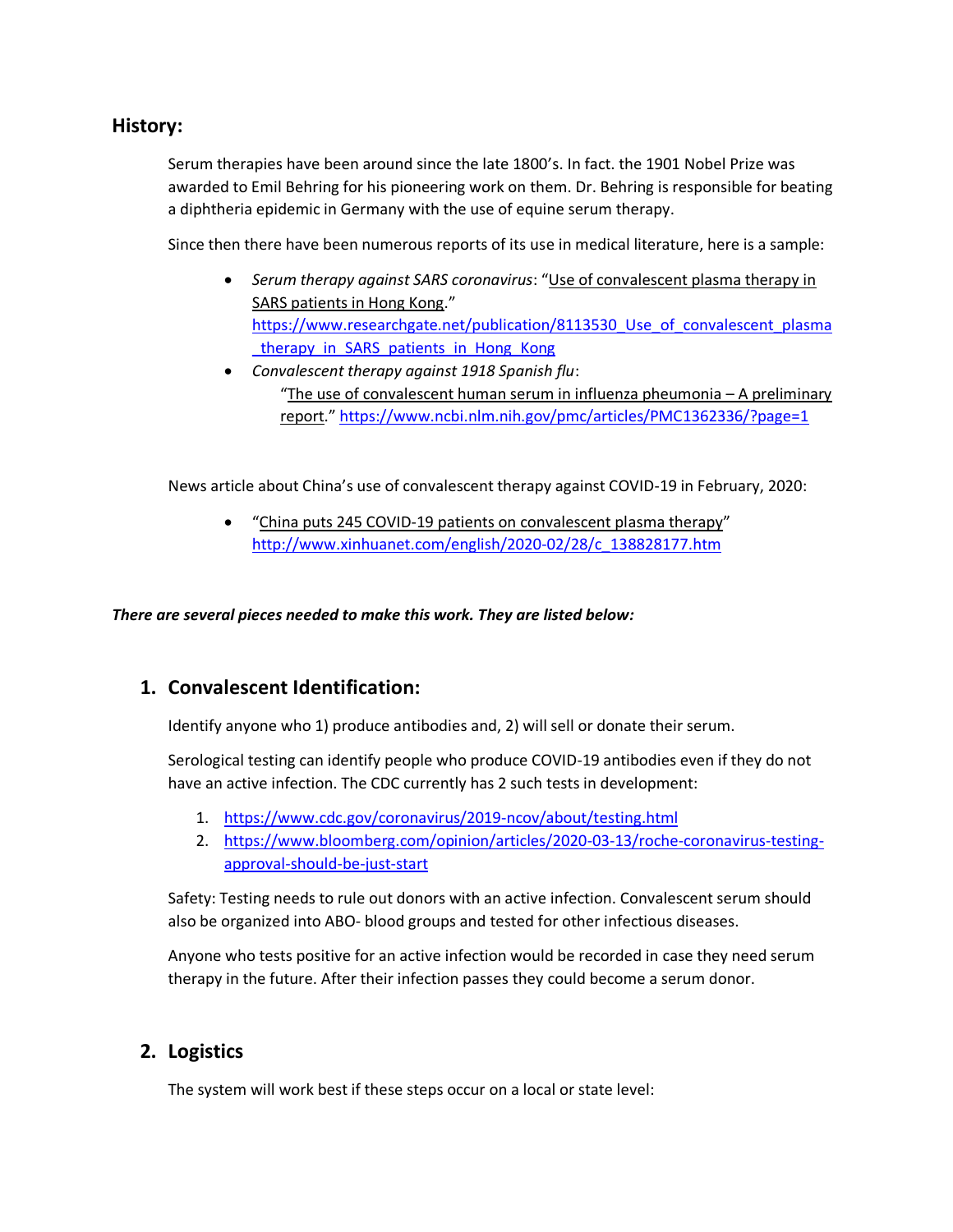## History:

Serum therapies have been around since the late 1800's. In fact. the 1901 Nobel Prize was awarded to Emil Behring for his pioneering work on them. Dr. Behring is responsible for beating a diphtheria epidemic in Germany with the use of equine serum therapy.

Since then there have been numerous reports of its use in medical literature, here is a sample:

- *Serum therapy against SARS coronavirus*: "Use of convalescent plasma therapy in SARS patients in Hong Kong." https://www.researchgate.net/publication/8113530_Use_of_convalescent_plasma_therapy_in_SARS_patients_in_Hong_Kong
- *Convalescent therapy against 1918 Spanish flu*: "The use of convalescent human serum in influenza pheumonia – A preliminary report." https://www.ncbi.nlm.nih.gov/pmc/articles/PMC1362336/?page=1

News article about China's use of convalescent therapy against COVID-19 in February, 2020:

- "China puts 245 COVID-19 patients on convalescent plasma therapy" http://www.xinhuanet.com/english/2020-02/28/c_138828177.htm

***There are several pieces needed to make this work. They are listed below:***

### 1. Convalescent Identification:

Identify anyone who 1) produce antibodies and, 2) will sell or donate their serum.

Serological testing can identify people who produce COVID-19 antibodies even if they do not have an active infection. The CDC currently has 2 such tests in development:

1. https://www.cdc.gov/coronavirus/2019-ncov/about/testing.html
2. https://www.bloomberg.com/opinion/articles/2020-03-13/roche-coronavirus-testing-approval-should-be-just-start

Safety: Testing needs to rule out donors with an active infection. Convalescent serum should also be organized into ABO- blood groups and tested for other infectious diseases.

Anyone who tests positive for an active infection would be recorded in case they need serum therapy in the future. After their infection passes they could become a serum donor.

### 2. Logistics

The system will work best if these steps occur on a local or state level: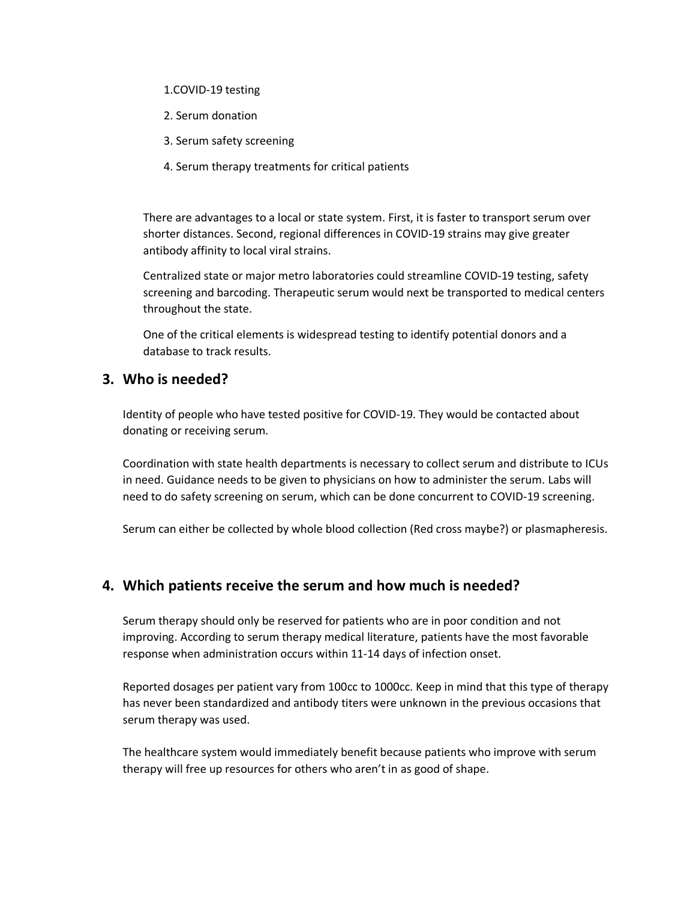1. COVID-19 testing
2. Serum donation
3. Serum safety screening
4. Serum therapy treatments for critical patients

There are advantages to a local or state system. First, it is faster to transport serum over shorter distances. Second, regional differences in COVID-19 strains may give greater antibody affinity to local viral strains.

Centralized state or major metro laboratories could streamline COVID-19 testing, safety screening and barcoding. Therapeutic serum would next be transported to medical centers throughout the state.

One of the critical elements is widespread testing to identify potential donors and a database to track results.

## 3. Who is needed?

Identity of people who have tested positive for COVID-19. They would be contacted about donating or receiving serum.

Coordination with state health departments is necessary to collect serum and distribute to ICUs in need. Guidance needs to be given to physicians on how to administer the serum. Labs will need to do safety screening on serum, which can be done concurrent to COVID-19 screening.

Serum can either be collected by whole blood collection (Red cross maybe?) or plasmapheresis.

## 4. Which patients receive the serum and how much is needed?

Serum therapy should only be reserved for patients who are in poor condition and not improving. According to serum therapy medical literature, patients have the most favorable response when administration occurs within 11-14 days of infection onset.

Reported dosages per patient vary from 100cc to 1000cc. Keep in mind that this type of therapy has never been standardized and antibody titers were unknown in the previous occasions that serum therapy was used.

The healthcare system would immediately benefit because patients who improve with serum therapy will free up resources for others who aren't in as good of shape.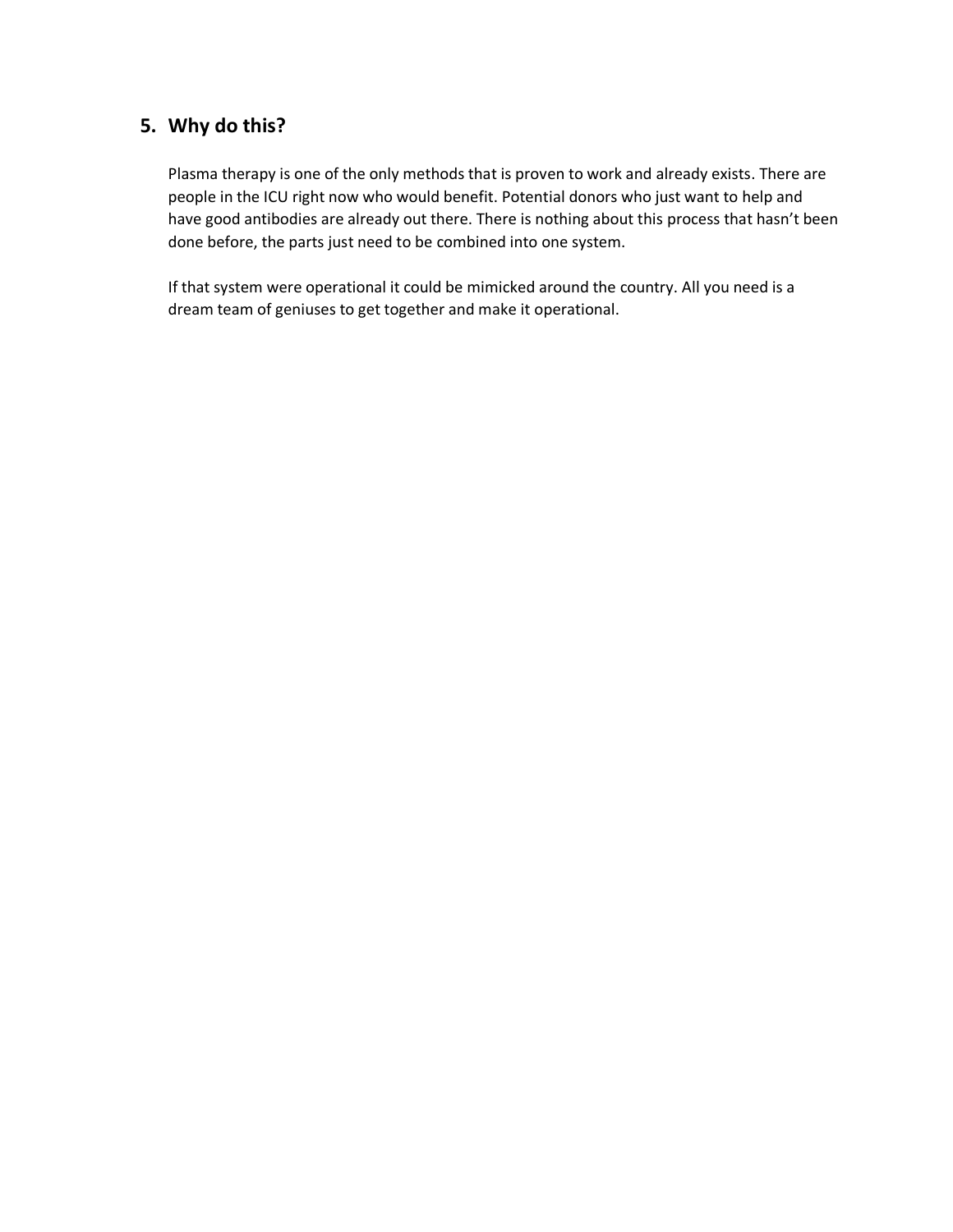## 5. Why do this?

Plasma therapy is one of the only methods that is proven to work and already exists. There are people in the ICU right now who would benefit. Potential donors who just want to help and have good antibodies are already out there. There is nothing about this process that hasn't been done before, the parts just need to be combined into one system.

If that system were operational it could be mimicked around the country. All you need is a dream team of geniuses to get together and make it operational.